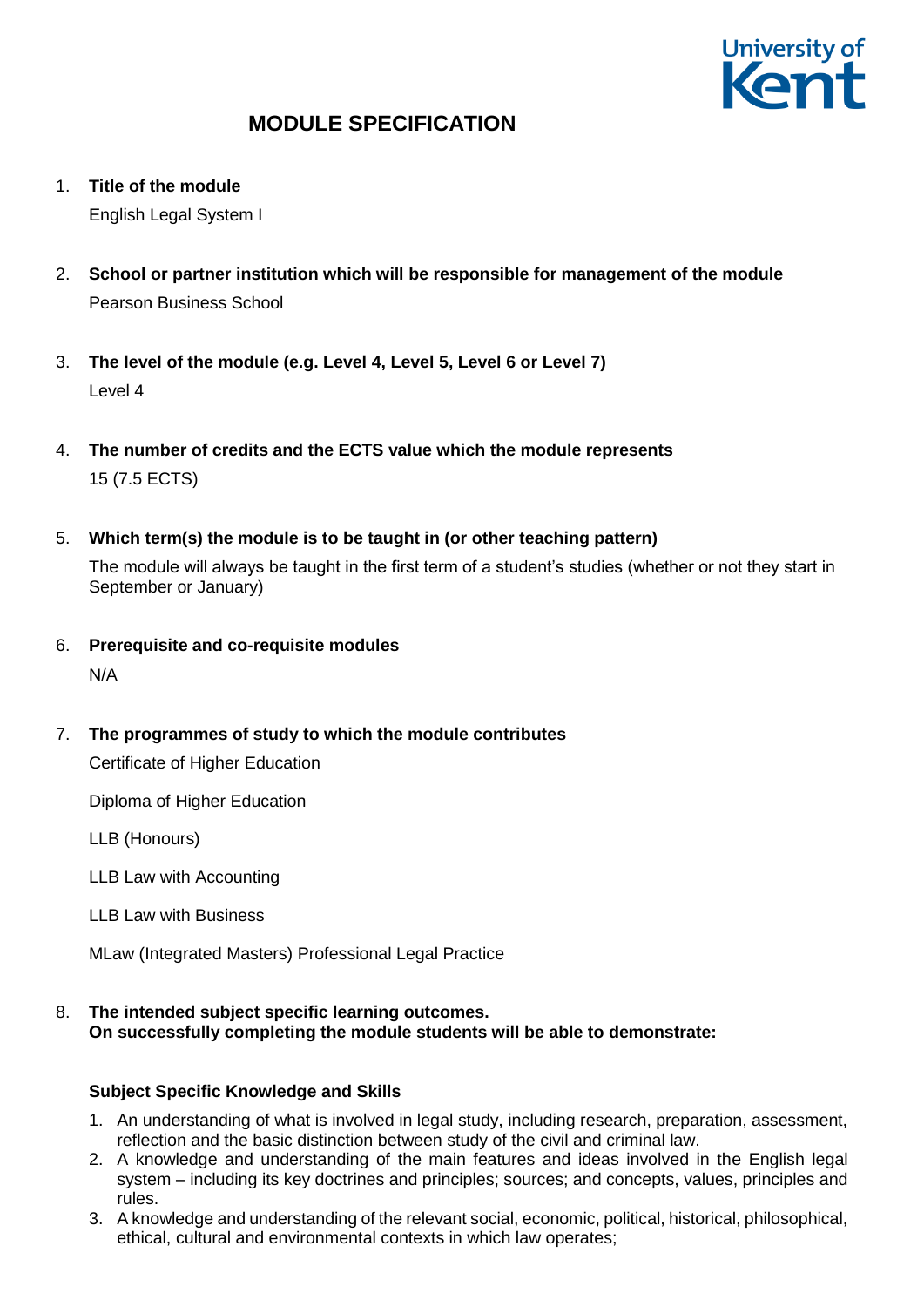# MODULE SPECIFICATION

1. **Title of the module**

   English Legal System I

2. **School or partner institution which will be responsible for management of the module**

   Pearson Business School

3. **The level of the module (e.g. Level 4, Level 5, Level 6 or Level 7)**

   Level 4

4. **The number of credits and the ECTS value which the module represents**

   15 (7.5 ECTS)

5. **Which term(s) the module is to be taught in (or other teaching pattern)**

   The module will always be taught in the first term of a student's studies (whether or not they start in September or January)

6. **Prerequisite and co-requisite modules**

   N/A

7. **The programmes of study to which the module contributes**

   Certificate of Higher Education

   Diploma of Higher Education

   LLB (Honours)

   LLB Law with Accounting

   LLB Law with Business

   MLaw (Integrated Masters) Professional Legal Practice

8. **The intended subject specific learning outcomes.**
   **On successfully completing the module students will be able to demonstrate:**

   **Subject Specific Knowledge and Skills**

   1. An understanding of what is involved in legal study, including research, preparation, assessment, reflection and the basic distinction between study of the civil and criminal law.
   2. A knowledge and understanding of the main features and ideas involved in the English legal system – including its key doctrines and principles; sources; and concepts, values, principles and rules.
   3. A knowledge and understanding of the relevant social, economic, political, historical, philosophical, ethical, cultural and environmental contexts in which law operates;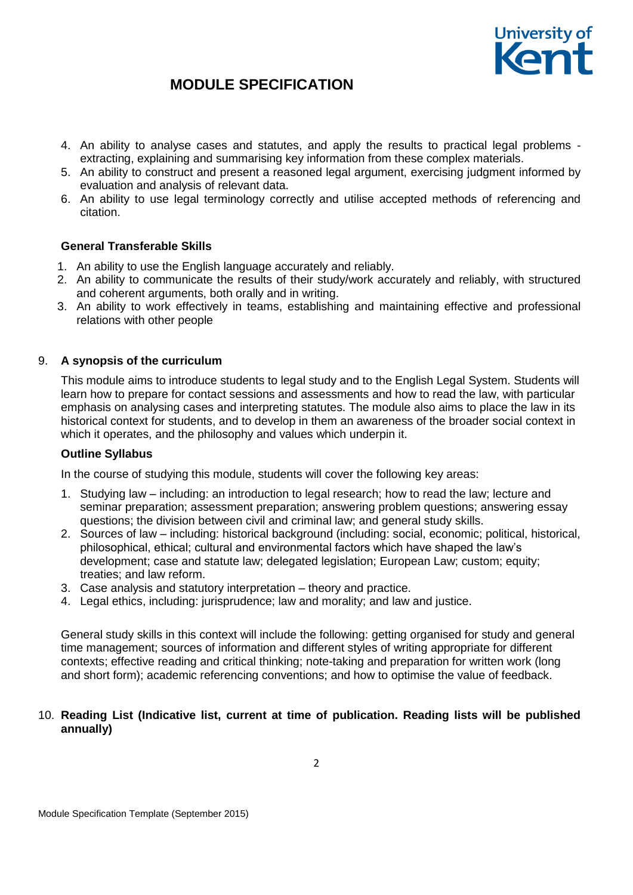# MODULE SPECIFICATION

4. An ability to analyse cases and statutes, and apply the results to practical legal problems - extracting, explaining and summarising key information from these complex materials.
5. An ability to construct and present a reasoned legal argument, exercising judgment informed by evaluation and analysis of relevant data.
6. An ability to use legal terminology correctly and utilise accepted methods of referencing and citation.

**General Transferable Skills**

1. An ability to use the English language accurately and reliably.
2. An ability to communicate the results of their study/work accurately and reliably, with structured and coherent arguments, both orally and in writing.
3. An ability to work effectively in teams, establishing and maintaining effective and professional relations with other people

9. **A synopsis of the curriculum**

This module aims to introduce students to legal study and to the English Legal System. Students will learn how to prepare for contact sessions and assessments and how to read the law, with particular emphasis on analysing cases and interpreting statutes. The module also aims to place the law in its historical context for students, and to develop in them an awareness of the broader social context in which it operates, and the philosophy and values which underpin it.

**Outline Syllabus**

In the course of studying this module, students will cover the following key areas:

1. Studying law – including: an introduction to legal research; how to read the law; lecture and seminar preparation; assessment preparation; answering problem questions; answering essay questions; the division between civil and criminal law; and general study skills.
2. Sources of law – including: historical background (including: social, economic; political, historical, philosophical, ethical; cultural and environmental factors which have shaped the law's development; case and statute law; delegated legislation; European Law; custom; equity; treaties; and law reform.
3. Case analysis and statutory interpretation – theory and practice.
4. Legal ethics, including: jurisprudence; law and morality; and law and justice.

General study skills in this context will include the following: getting organised for study and general time management; sources of information and different styles of writing appropriate for different contexts; effective reading and critical thinking; note-taking and preparation for written work (long and short form); academic referencing conventions; and how to optimise the value of feedback.

10. **Reading List (Indicative list, current at time of publication. Reading lists will be published annually)**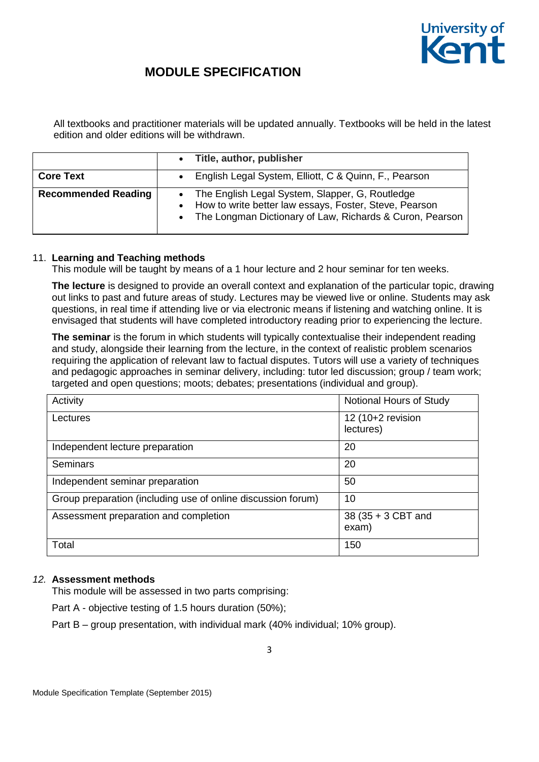All textbooks and practitioner materials will be updated annually. Textbooks will be held in the latest edition and older editions will be withdrawn.

| | • Title, author, publisher |
|---|---|
| **Core Text** | • English Legal System, Elliott, C & Quinn, F., Pearson |
| **Recommended Reading** | • The English Legal System, Slapper, G, Routledge<br>• How to write better law essays, Foster, Steve, Pearson<br>• The Longman Dictionary of Law, Richards & Curon, Pearson |

11. **Learning and Teaching methods**

This module will be taught by means of a 1 hour lecture and 2 hour seminar for ten weeks.

**The lecture** is designed to provide an overall context and explanation of the particular topic, drawing out links to past and future areas of study. Lectures may be viewed live or online. Students may ask questions, in real time if attending live or via electronic means if listening and watching online. It is envisaged that students will have completed introductory reading prior to experiencing the lecture.

**The seminar** is the forum in which students will typically contextualise their independent reading and study, alongside their learning from the lecture, in the context of realistic problem scenarios requiring the application of relevant law to factual disputes. Tutors will use a variety of techniques and pedagogic approaches in seminar delivery, including: tutor led discussion; group / team work; targeted and open questions; moots; debates; presentations (individual and group).

| Activity | Notional Hours of Study |
|---|---|
| Lectures | 12 (10+2 revision lectures) |
| Independent lecture preparation | 20 |
| Seminars | 20 |
| Independent seminar preparation | 50 |
| Group preparation (including use of online discussion forum) | 10 |
| Assessment preparation and completion | 38 (35 + 3 CBT and exam) |
| Total | 150 |

*12.* **Assessment methods**

This module will be assessed in two parts comprising:

Part A - objective testing of 1.5 hours duration (50%);

Part B – group presentation, with individual mark (40% individual; 10% group).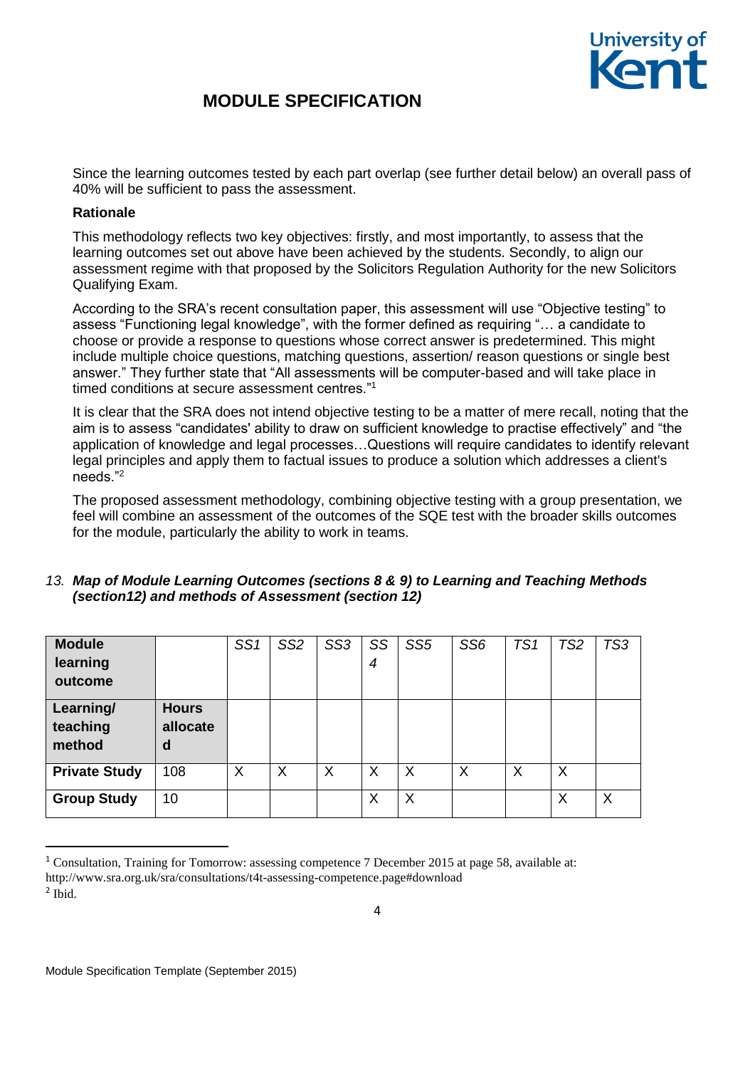Since the learning outcomes tested by each part overlap (see further detail below) an overall pass of 40% will be sufficient to pass the assessment.

**Rationale**

This methodology reflects two key objectives: firstly, and most importantly, to assess that the learning outcomes set out above have been achieved by the students. Secondly, to align our assessment regime with that proposed by the Solicitors Regulation Authority for the new Solicitors Qualifying Exam.

According to the SRA's recent consultation paper, this assessment will use "Objective testing" to assess "Functioning legal knowledge", with the former defined as requiring "… a candidate to choose or provide a response to questions whose correct answer is predetermined. This might include multiple choice questions, matching questions, assertion/ reason questions or single best answer." They further state that "All assessments will be computer-based and will take place in timed conditions at secure assessment centres."[1]

It is clear that the SRA does not intend objective testing to be a matter of mere recall, noting that the aim is to assess "candidates' ability to draw on sufficient knowledge to practise effectively" and "the application of knowledge and legal processes…Questions will require candidates to identify relevant legal principles and apply them to factual issues to produce a solution which addresses a client's needs."[2]

The proposed assessment methodology, combining objective testing with a group presentation, we feel will combine an assessment of the outcomes of the SQE test with the broader skills outcomes for the module, particularly the ability to work in teams.

### 13. *Map of Module Learning Outcomes (sections 8 & 9) to Learning and Teaching Methods (section12) and methods of Assessment (section 12)*

| **Module learning outcome** | | *SS1* | *SS2* | *SS3* | *SS4* | *SS5* | *SS6* | *TS1* | *TS2* | *TS3* |
|---|---|---|---|---|---|---|---|---|---|---|
| **Learning/ teaching method** | **Hours allocated** | | | | | | | | | |
| **Private Study** | 108 | X | X | X | X | X | X | X | X | |
| **Group Study** | 10 | | | | X | X | | | X | X |

[1] Consultation, Training for Tomorrow: assessing competence 7 December 2015 at page 58, available at: http://www.sra.org.uk/sra/consultations/t4t-assessing-competence.page#download

[2] Ibid.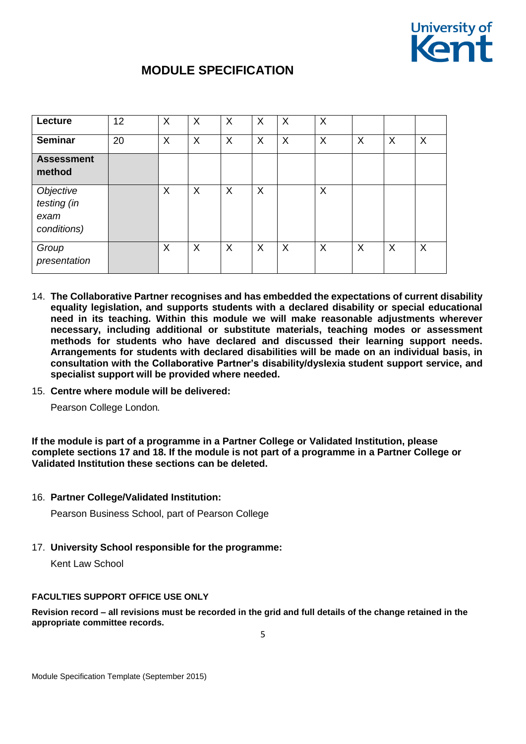| Lecture | 12 | X | X | X | X | X | X | | | |
|---|---|---|---|---|---|---|---|---|---|---|
| **Seminar** | 20 | X | X | X | X | X | X | X | X | X |
| **Assessment method** | | | | | | | | | | |
| *Objective testing (in exam conditions)* | | X | X | X | X | | X | | | |
| *Group presentation* | | X | X | X | X | X | X | X | X | X |

14. **The Collaborative Partner recognises and has embedded the expectations of current disability equality legislation, and supports students with a declared disability or special educational need in its teaching. Within this module we will make reasonable adjustments wherever necessary, including additional or substitute materials, teaching modes or assessment methods for students who have declared and discussed their learning support needs. Arrangements for students with declared disabilities will be made on an individual basis, in consultation with the Collaborative Partner's disability/dyslexia student support service, and specialist support will be provided where needed.**

15. **Centre where module will be delivered:**

    Pearson College London.

**If the module is part of a programme in a Partner College or Validated Institution, please complete sections 17 and 18. If the module is not part of a programme in a Partner College or Validated Institution these sections can be deleted.**

16. **Partner College/Validated Institution:**

    Pearson Business School, part of Pearson College

17. **University School responsible for the programme:**

    Kent Law School

**FACULTIES SUPPORT OFFICE USE ONLY**

**Revision record – all revisions must be recorded in the grid and full details of the change retained in the appropriate committee records.**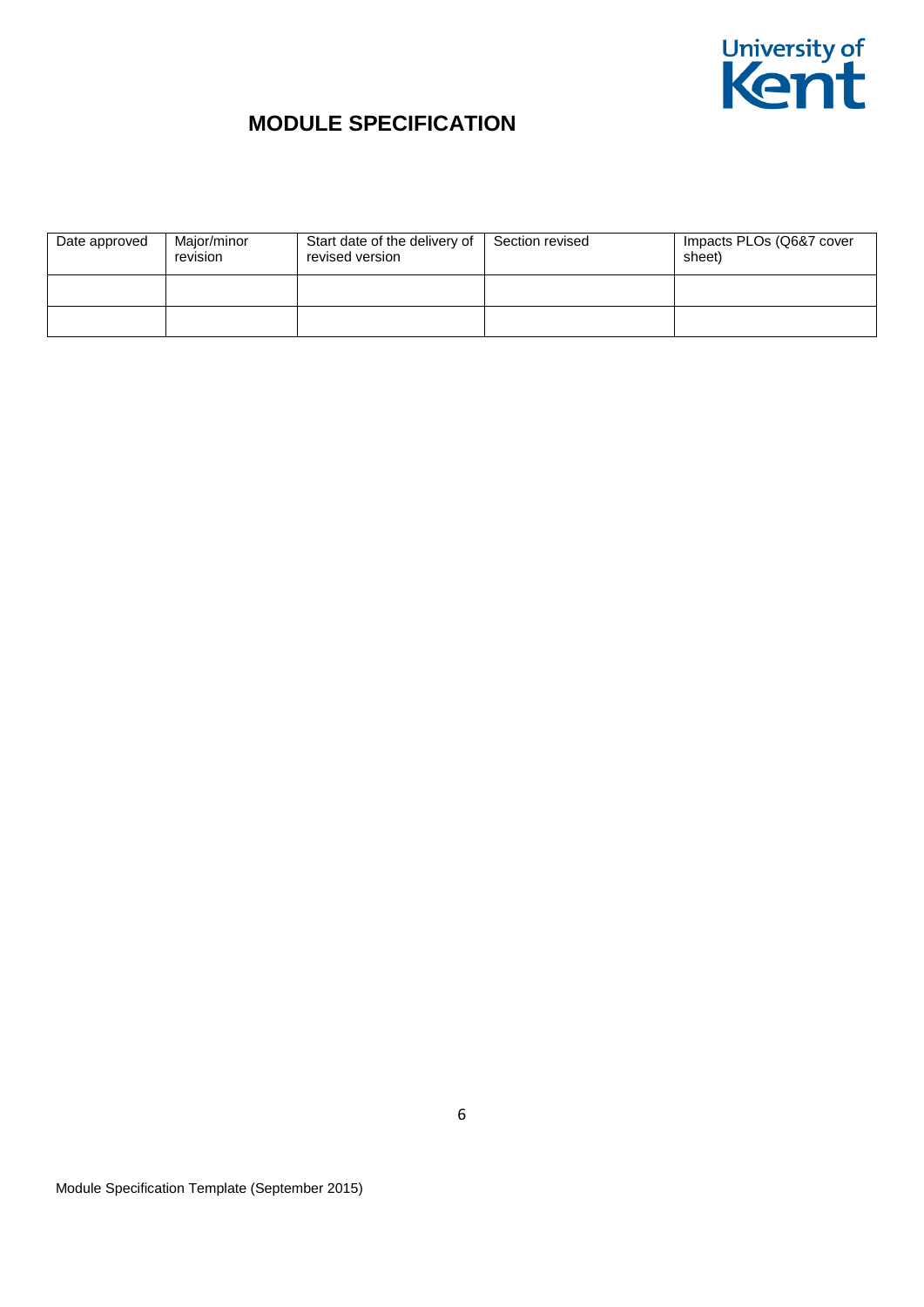# MODULE SPECIFICATION

| Date approved | Major/minor revision | Start date of the delivery of revised version | Section revised | Impacts PLOs (Q6&7 cover sheet) |
|---|---|---|---|---|
| | | | | |
| | | | | |